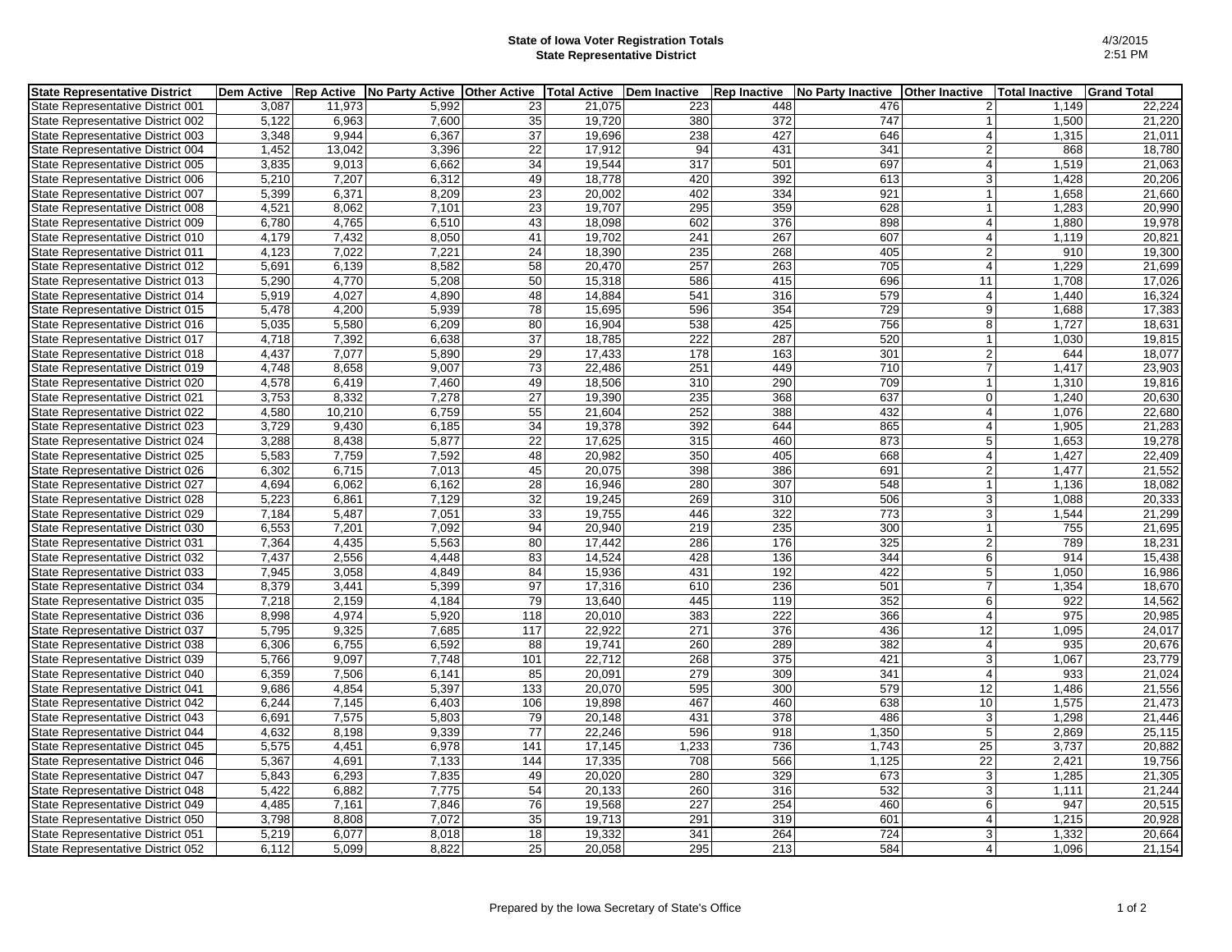**State of Iowa Voter Registration Totals**
**State Representative District**

4/3/2015
2:51 PM

| State Representative District | Dem Active | Rep Active | No Party Active | Other Active | Total Active | Dem Inactive | Rep Inactive | No Party Inactive | Other Inactive | Total Inactive | Grand Total |
|---|---|---|---|---|---|---|---|---|---|---|---|
| State Representative District 001 | 3,087 | 11,973 | 5,992 | 23 | 21,075 | 223 | 448 | 476 | 2 | 1,149 | 22,224 |
| State Representative District 002 | 5,122 | 6,963 | 7,600 | 35 | 19,720 | 380 | 372 | 747 | 1 | 1,500 | 21,220 |
| State Representative District 003 | 3,348 | 9,944 | 6,367 | 37 | 19,696 | 238 | 427 | 646 | 4 | 1,315 | 21,011 |
| State Representative District 004 | 1,452 | 13,042 | 3,396 | 22 | 17,912 | 94 | 431 | 341 | 2 | 868 | 18,780 |
| State Representative District 005 | 3,835 | 9,013 | 6,662 | 34 | 19,544 | 317 | 501 | 697 | 4 | 1,519 | 21,063 |
| State Representative District 006 | 5,210 | 7,207 | 6,312 | 49 | 18,778 | 420 | 392 | 613 | 3 | 1,428 | 20,206 |
| State Representative District 007 | 5,399 | 6,371 | 8,209 | 23 | 20,002 | 402 | 334 | 921 | 1 | 1,658 | 21,660 |
| State Representative District 008 | 4,521 | 8,062 | 7,101 | 23 | 19,707 | 295 | 359 | 628 | 1 | 1,283 | 20,990 |
| State Representative District 009 | 6,780 | 4,765 | 6,510 | 43 | 18,098 | 602 | 376 | 898 | 4 | 1,880 | 19,978 |
| State Representative District 010 | 4,179 | 7,432 | 8,050 | 41 | 19,702 | 241 | 267 | 607 | 4 | 1,119 | 20,821 |
| State Representative District 011 | 4,123 | 7,022 | 7,221 | 24 | 18,390 | 235 | 268 | 405 | 2 | 910 | 19,300 |
| State Representative District 012 | 5,691 | 6,139 | 8,582 | 58 | 20,470 | 257 | 263 | 705 | 4 | 1,229 | 21,699 |
| State Representative District 013 | 5,290 | 4,770 | 5,208 | 50 | 15,318 | 586 | 415 | 696 | 11 | 1,708 | 17,026 |
| State Representative District 014 | 5,919 | 4,027 | 4,890 | 48 | 14,884 | 541 | 316 | 579 | 4 | 1,440 | 16,324 |
| State Representative District 015 | 5,478 | 4,200 | 5,939 | 78 | 15,695 | 596 | 354 | 729 | 9 | 1,688 | 17,383 |
| State Representative District 016 | 5,035 | 5,580 | 6,209 | 80 | 16,904 | 538 | 425 | 756 | 8 | 1,727 | 18,631 |
| State Representative District 017 | 4,718 | 7,392 | 6,638 | 37 | 18,785 | 222 | 287 | 520 | 1 | 1,030 | 19,815 |
| State Representative District 018 | 4,437 | 7,077 | 5,890 | 29 | 17,433 | 178 | 163 | 301 | 2 | 644 | 18,077 |
| State Representative District 019 | 4,748 | 8,658 | 9,007 | 73 | 22,486 | 251 | 449 | 710 | 7 | 1,417 | 23,903 |
| State Representative District 020 | 4,578 | 6,419 | 7,460 | 49 | 18,506 | 310 | 290 | 709 | 1 | 1,310 | 19,816 |
| State Representative District 021 | 3,753 | 8,332 | 7,278 | 27 | 19,390 | 235 | 368 | 637 | 0 | 1,240 | 20,630 |
| State Representative District 022 | 4,580 | 10,210 | 6,759 | 55 | 21,604 | 252 | 388 | 432 | 4 | 1,076 | 22,680 |
| State Representative District 023 | 3,729 | 9,430 | 6,185 | 34 | 19,378 | 392 | 644 | 865 | 4 | 1,905 | 21,283 |
| State Representative District 024 | 3,288 | 8,438 | 5,877 | 22 | 17,625 | 315 | 460 | 873 | 5 | 1,653 | 19,278 |
| State Representative District 025 | 5,583 | 7,759 | 7,592 | 48 | 20,982 | 350 | 405 | 668 | 4 | 1,427 | 22,409 |
| State Representative District 026 | 6,302 | 6,715 | 7,013 | 45 | 20,075 | 398 | 386 | 691 | 2 | 1,477 | 21,552 |
| State Representative District 027 | 4,694 | 6,062 | 6,162 | 28 | 16,946 | 280 | 307 | 548 | 1 | 1,136 | 18,082 |
| State Representative District 028 | 5,223 | 6,861 | 7,129 | 32 | 19,245 | 269 | 310 | 506 | 3 | 1,088 | 20,333 |
| State Representative District 029 | 7,184 | 5,487 | 7,051 | 33 | 19,755 | 446 | 322 | 773 | 3 | 1,544 | 21,299 |
| State Representative District 030 | 6,553 | 7,201 | 7,092 | 94 | 20,940 | 219 | 235 | 300 | 1 | 755 | 21,695 |
| State Representative District 031 | 7,364 | 4,435 | 5,563 | 80 | 17,442 | 286 | 176 | 325 | 2 | 789 | 18,231 |
| State Representative District 032 | 7,437 | 2,556 | 4,448 | 83 | 14,524 | 428 | 136 | 344 | 6 | 914 | 15,438 |
| State Representative District 033 | 7,945 | 3,058 | 4,849 | 84 | 15,936 | 431 | 192 | 422 | 5 | 1,050 | 16,986 |
| State Representative District 034 | 8,379 | 3,441 | 5,399 | 97 | 17,316 | 610 | 236 | 501 | 7 | 1,354 | 18,670 |
| State Representative District 035 | 7,218 | 2,159 | 4,184 | 79 | 13,640 | 445 | 119 | 352 | 6 | 922 | 14,562 |
| State Representative District 036 | 8,998 | 4,974 | 5,920 | 118 | 20,010 | 383 | 222 | 366 | 4 | 975 | 20,985 |
| State Representative District 037 | 5,795 | 9,325 | 7,685 | 117 | 22,922 | 271 | 376 | 436 | 12 | 1,095 | 24,017 |
| State Representative District 038 | 6,306 | 6,755 | 6,592 | 88 | 19,741 | 260 | 289 | 382 | 4 | 935 | 20,676 |
| State Representative District 039 | 5,766 | 9,097 | 7,748 | 101 | 22,712 | 268 | 375 | 421 | 3 | 1,067 | 23,779 |
| State Representative District 040 | 6,359 | 7,506 | 6,141 | 85 | 20,091 | 279 | 309 | 341 | 4 | 933 | 21,024 |
| State Representative District 041 | 9,686 | 4,854 | 5,397 | 133 | 20,070 | 595 | 300 | 579 | 12 | 1,486 | 21,556 |
| State Representative District 042 | 6,244 | 7,145 | 6,403 | 106 | 19,898 | 467 | 460 | 638 | 10 | 1,575 | 21,473 |
| State Representative District 043 | 6,691 | 7,575 | 5,803 | 79 | 20,148 | 431 | 378 | 486 | 3 | 1,298 | 21,446 |
| State Representative District 044 | 4,632 | 8,198 | 9,339 | 77 | 22,246 | 596 | 918 | 1,350 | 5 | 2,869 | 25,115 |
| State Representative District 045 | 5,575 | 4,451 | 6,978 | 141 | 17,145 | 1,233 | 736 | 1,743 | 25 | 3,737 | 20,882 |
| State Representative District 046 | 5,367 | 4,691 | 7,133 | 144 | 17,335 | 708 | 566 | 1,125 | 22 | 2,421 | 19,756 |
| State Representative District 047 | 5,843 | 6,293 | 7,835 | 49 | 20,020 | 280 | 329 | 673 | 3 | 1,285 | 21,305 |
| State Representative District 048 | 5,422 | 6,882 | 7,775 | 54 | 20,133 | 260 | 316 | 532 | 3 | 1,111 | 21,244 |
| State Representative District 049 | 4,485 | 7,161 | 7,846 | 76 | 19,568 | 227 | 254 | 460 | 6 | 947 | 20,515 |
| State Representative District 050 | 3,798 | 8,808 | 7,072 | 35 | 19,713 | 291 | 319 | 601 | 4 | 1,215 | 20,928 |
| State Representative District 051 | 5,219 | 6,077 | 8,018 | 18 | 19,332 | 341 | 264 | 724 | 3 | 1,332 | 20,664 |
| State Representative District 052 | 6,112 | 5,099 | 8,822 | 25 | 20,058 | 295 | 213 | 584 | 4 | 1,096 | 21,154 |

Prepared by the Iowa Secretary of State's Office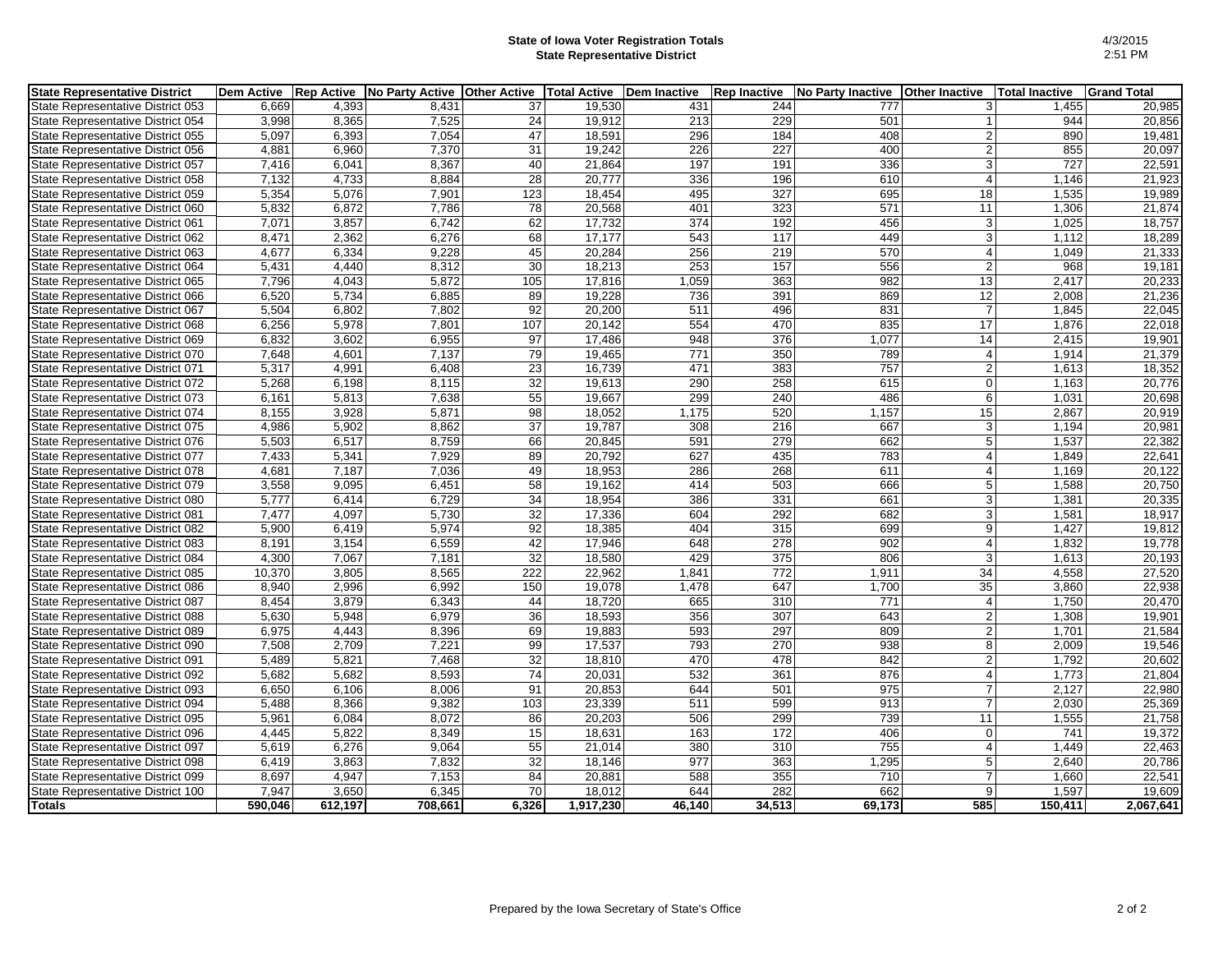**State of Iowa Voter Registration Totals**
**State Representative District**

4/3/2015
2:51 PM

| State Representative District | Dem Active | Rep Active | No Party Active | Other Active | Total Active | Dem Inactive | Rep Inactive | No Party Inactive | Other Inactive | Total Inactive | Grand Total |
|---|---|---|---|---|---|---|---|---|---|---|---|
| State Representative District 053 | 6,669 | 4,393 | 8,431 | 37 | 19,530 | 431 | 244 | 777 | 3 | 1,455 | 20,985 |
| State Representative District 054 | 3,998 | 8,365 | 7,525 | 24 | 19,912 | 213 | 229 | 501 | 1 | 944 | 20,856 |
| State Representative District 055 | 5,097 | 6,393 | 7,054 | 47 | 18,591 | 296 | 184 | 408 | 2 | 890 | 19,481 |
| State Representative District 056 | 4,881 | 6,960 | 7,370 | 31 | 19,242 | 226 | 227 | 400 | 2 | 855 | 20,097 |
| State Representative District 057 | 7,416 | 6,041 | 8,367 | 40 | 21,864 | 197 | 191 | 336 | 3 | 727 | 22,591 |
| State Representative District 058 | 7,132 | 4,733 | 8,884 | 28 | 20,777 | 336 | 196 | 610 | 4 | 1,146 | 21,923 |
| State Representative District 059 | 5,354 | 5,076 | 7,901 | 123 | 18,454 | 495 | 327 | 695 | 18 | 1,535 | 19,989 |
| State Representative District 060 | 5,832 | 6,872 | 7,786 | 78 | 20,568 | 401 | 323 | 571 | 11 | 1,306 | 21,874 |
| State Representative District 061 | 7,071 | 3,857 | 6,742 | 62 | 17,732 | 374 | 192 | 456 | 3 | 1,025 | 18,757 |
| State Representative District 062 | 8,471 | 2,362 | 6,276 | 68 | 17,177 | 543 | 117 | 449 | 3 | 1,112 | 18,289 |
| State Representative District 063 | 4,677 | 6,334 | 9,228 | 45 | 20,284 | 256 | 219 | 570 | 4 | 1,049 | 21,333 |
| State Representative District 064 | 5,431 | 4,440 | 8,312 | 30 | 18,213 | 253 | 157 | 556 | 2 | 968 | 19,181 |
| State Representative District 065 | 7,796 | 4,043 | 5,872 | 105 | 17,816 | 1,059 | 363 | 982 | 13 | 2,417 | 20,233 |
| State Representative District 066 | 6,520 | 5,734 | 6,885 | 89 | 19,228 | 736 | 391 | 869 | 12 | 2,008 | 21,236 |
| State Representative District 067 | 5,504 | 6,802 | 7,802 | 92 | 20,200 | 511 | 496 | 831 | 7 | 1,845 | 22,045 |
| State Representative District 068 | 6,256 | 5,978 | 7,801 | 107 | 20,142 | 554 | 470 | 835 | 17 | 1,876 | 22,018 |
| State Representative District 069 | 6,832 | 3,602 | 6,955 | 97 | 17,486 | 948 | 376 | 1,077 | 14 | 2,415 | 19,901 |
| State Representative District 070 | 7,648 | 4,601 | 7,137 | 79 | 19,465 | 771 | 350 | 789 | 4 | 1,914 | 21,379 |
| State Representative District 071 | 5,317 | 4,991 | 6,408 | 23 | 16,739 | 471 | 383 | 757 | 2 | 1,613 | 18,352 |
| State Representative District 072 | 5,268 | 6,198 | 8,115 | 32 | 19,613 | 290 | 258 | 615 | 0 | 1,163 | 20,776 |
| State Representative District 073 | 6,161 | 5,813 | 7,638 | 55 | 19,667 | 299 | 240 | 486 | 6 | 1,031 | 20,698 |
| State Representative District 074 | 8,155 | 3,928 | 5,871 | 98 | 18,052 | 1,175 | 520 | 1,157 | 15 | 2,867 | 20,919 |
| State Representative District 075 | 4,986 | 5,902 | 8,862 | 37 | 19,787 | 308 | 216 | 667 | 3 | 1,194 | 20,981 |
| State Representative District 076 | 5,503 | 6,517 | 8,759 | 66 | 20,845 | 591 | 279 | 662 | 5 | 1,537 | 22,382 |
| State Representative District 077 | 7,433 | 5,341 | 7,929 | 89 | 20,792 | 627 | 435 | 783 | 4 | 1,849 | 22,641 |
| State Representative District 078 | 4,681 | 7,187 | 7,036 | 49 | 18,953 | 286 | 268 | 611 | 4 | 1,169 | 20,122 |
| State Representative District 079 | 3,558 | 9,095 | 6,451 | 58 | 19,162 | 414 | 503 | 666 | 5 | 1,588 | 20,750 |
| State Representative District 080 | 5,777 | 6,414 | 6,729 | 34 | 18,954 | 386 | 331 | 661 | 3 | 1,381 | 20,335 |
| State Representative District 081 | 7,477 | 4,097 | 5,730 | 32 | 17,336 | 604 | 292 | 682 | 3 | 1,581 | 18,917 |
| State Representative District 082 | 5,900 | 6,419 | 5,974 | 92 | 18,385 | 404 | 315 | 699 | 9 | 1,427 | 19,812 |
| State Representative District 083 | 8,191 | 3,154 | 6,559 | 42 | 17,946 | 648 | 278 | 902 | 4 | 1,832 | 19,778 |
| State Representative District 084 | 4,300 | 7,067 | 7,181 | 32 | 18,580 | 429 | 375 | 806 | 3 | 1,613 | 20,193 |
| State Representative District 085 | 10,370 | 3,805 | 8,565 | 222 | 22,962 | 1,841 | 772 | 1,911 | 34 | 4,558 | 27,520 |
| State Representative District 086 | 8,940 | 2,996 | 6,992 | 150 | 19,078 | 1,478 | 647 | 1,700 | 35 | 3,860 | 22,938 |
| State Representative District 087 | 8,454 | 3,879 | 6,343 | 44 | 18,720 | 665 | 310 | 771 | 4 | 1,750 | 20,470 |
| State Representative District 088 | 5,630 | 5,948 | 6,979 | 36 | 18,593 | 356 | 307 | 643 | 2 | 1,308 | 19,901 |
| State Representative District 089 | 6,975 | 4,443 | 8,396 | 69 | 19,883 | 593 | 297 | 809 | 2 | 1,701 | 21,584 |
| State Representative District 090 | 7,508 | 2,709 | 7,221 | 99 | 17,537 | 793 | 270 | 938 | 8 | 2,009 | 19,546 |
| State Representative District 091 | 5,489 | 5,821 | 7,468 | 32 | 18,810 | 470 | 478 | 842 | 2 | 1,792 | 20,602 |
| State Representative District 092 | 5,682 | 5,682 | 8,593 | 74 | 20,031 | 532 | 361 | 876 | 4 | 1,773 | 21,804 |
| State Representative District 093 | 6,650 | 6,106 | 8,006 | 91 | 20,853 | 644 | 501 | 975 | 7 | 2,127 | 22,980 |
| State Representative District 094 | 5,488 | 8,366 | 9,382 | 103 | 23,339 | 511 | 599 | 913 | 7 | 2,030 | 25,369 |
| State Representative District 095 | 5,961 | 6,084 | 8,072 | 86 | 20,203 | 506 | 299 | 739 | 11 | 1,555 | 21,758 |
| State Representative District 096 | 4,445 | 5,822 | 8,349 | 15 | 18,631 | 163 | 172 | 406 | 0 | 741 | 19,372 |
| State Representative District 097 | 5,619 | 6,276 | 9,064 | 55 | 21,014 | 380 | 310 | 755 | 4 | 1,449 | 22,463 |
| State Representative District 098 | 6,419 | 3,863 | 7,832 | 32 | 18,146 | 977 | 363 | 1,295 | 5 | 2,640 | 20,786 |
| State Representative District 099 | 8,697 | 4,947 | 7,153 | 84 | 20,881 | 588 | 355 | 710 | 7 | 1,660 | 22,541 |
| State Representative District 100 | 7,947 | 3,650 | 6,345 | 70 | 18,012 | 644 | 282 | 662 | 9 | 1,597 | 19,609 |
| **Totals** | **590,046** | **612,197** | **708,661** | **6,326** | **1,917,230** | **46,140** | **34,513** | **69,173** | **585** | **150,411** | **2,067,641** |

Prepared by the Iowa Secretary of State's Office